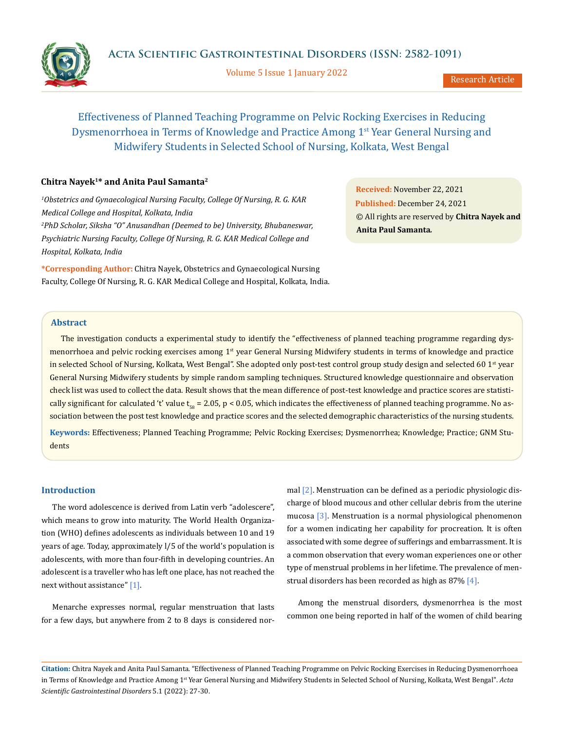# Effectiveness of Planned Teaching Programme on Pelvic Rocking Exercises in Reducing Dysmenorrhoea in Terms of Knowledge and Practice Among 1st Year General Nursing and Midwifery Students in Selected School of Nursing, Kolkata, West Bengal

**Chitra Nayek[1]* and Anita Paul Samanta[2]**

*[1]Obstetrics and Gynaecological Nursing Faculty, College Of Nursing, R. G. KAR Medical College and Hospital, Kolkata, India*

*[2]PhD Scholar, Siksha "O" Anusandhan (Deemed to be) University, Bhubaneswar, Psychiatric Nursing Faculty, College Of Nursing, R. G. KAR Medical College and Hospital, Kolkata, India*

**\*Corresponding Author:** Chitra Nayek, Obstetrics and Gynaecological Nursing Faculty, College Of Nursing, R. G. KAR Medical College and Hospital, Kolkata, India.

**Received:** November 22, 2021
**Published:** December 24, 2021
© All rights are reserved by **Chitra Nayek and Anita Paul Samanta.**

## Abstract

The investigation conducts a experimental study to identify the "effectiveness of planned teaching programme regarding dysmenorrhoea and pelvic rocking exercises among 1st year General Nursing Midwifery students in terms of knowledge and practice in selected School of Nursing, Kolkata, West Bengal". She adopted only post-test control group study design and selected 60 1st year General Nursing Midwifery students by simple random sampling techniques. Structured knowledge questionnaire and observation check list was used to collect the data. Result shows that the mean difference of post-test knowledge and practice scores are statistically significant for calculated 't' value $t_{58} = 2.05$, $p < 0.05$, which indicates the effectiveness of planned teaching programme. No association between the post test knowledge and practice scores and the selected demographic characteristics of the nursing students.

**Keywords:** Effectiveness; Planned Teaching Programme; Pelvic Rocking Exercises; Dysmenorrhea; Knowledge; Practice; GNM Students

## Introduction

The word adolescence is derived from Latin verb "adolescere", which means to grow into maturity. The World Health Organization (WHO) defines adolescents as individuals between 10 and 19 years of age. Today, approximately l/5 of the world's population is adolescents, with more than four-fifth in developing countries. An adolescent is a traveller who has left one place, has not reached the next without assistance" [1].

Menarche expresses normal, regular menstruation that lasts for a few days, but anywhere from 2 to 8 days is considered normal [2]. Menstruation can be defined as a periodic physiologic discharge of blood mucous and other cellular debris from the uterine mucosa [3]. Menstruation is a normal physiological phenomenon for a women indicating her capability for procreation. It is often associated with some degree of sufferings and embarrassment. It is a common observation that every woman experiences one or other type of menstrual problems in her lifetime. The prevalence of menstrual disorders has been recorded as high as 87% [4].

Among the menstrual disorders, dysmenorrhea is the most common one being reported in half of the women of child bearing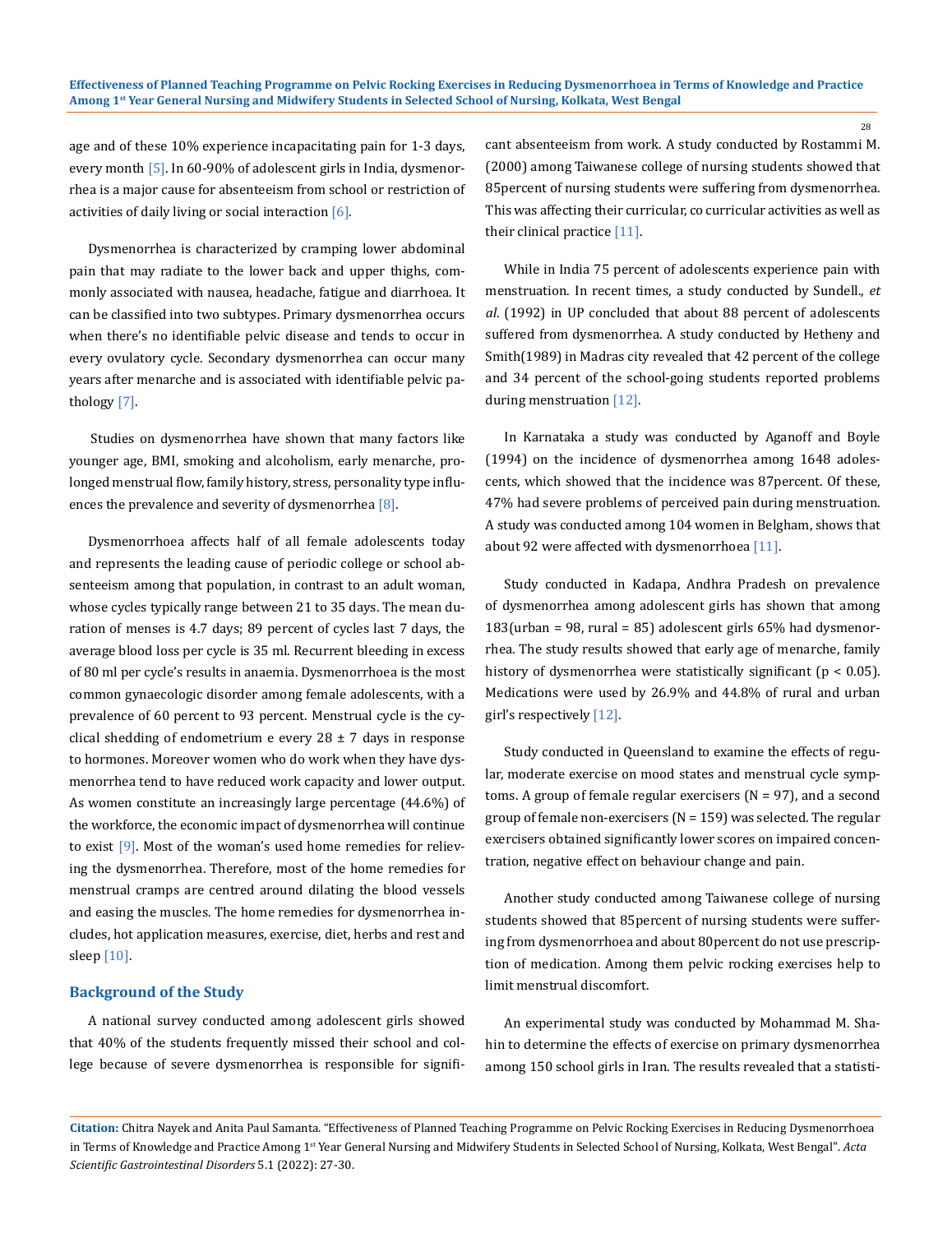age and of these 10% experience incapacitating pain for 1-3 days, every month [5]. In 60-90% of adolescent girls in India, dysmenorrhea is a major cause for absenteeism from school or restriction of activities of daily living or social interaction [6].

Dysmenorrhea is characterized by cramping lower abdominal pain that may radiate to the lower back and upper thighs, commonly associated with nausea, headache, fatigue and diarrhoea. It can be classified into two subtypes. Primary dysmenorrhea occurs when there's no identifiable pelvic disease and tends to occur in every ovulatory cycle. Secondary dysmenorrhea can occur many years after menarche and is associated with identifiable pelvic pathology [7].

Studies on dysmenorrhea have shown that many factors like younger age, BMI, smoking and alcoholism, early menarche, prolonged menstrual flow, family history, stress, personality type influences the prevalence and severity of dysmenorrhea [8].

Dysmenorrhoea affects half of all female adolescents today and represents the leading cause of periodic college or school absenteeism among that population, in contrast to an adult woman, whose cycles typically range between 21 to 35 days. The mean duration of menses is 4.7 days; 89 percent of cycles last 7 days, the average blood loss per cycle is 35 ml. Recurrent bleeding in excess of 80 ml per cycle's results in anaemia. Dysmenorrhoea is the most common gynaecologic disorder among female adolescents, with a prevalence of 60 percent to 93 percent. Menstrual cycle is the cyclical shedding of endometrium e every 28 ± 7 days in response to hormones. Moreover women who do work when they have dysmenorrhea tend to have reduced work capacity and lower output. As women constitute an increasingly large percentage (44.6%) of the workforce, the economic impact of dysmenorrhea will continue to exist [9]. Most of the woman's used home remedies for relieving the dysmenorrhea. Therefore, most of the home remedies for menstrual cramps are centred around dilating the blood vessels and easing the muscles. The home remedies for dysmenorrhea includes, hot application measures, exercise, diet, herbs and rest and sleep [10].

## Background of the Study

A national survey conducted among adolescent girls showed that 40% of the students frequently missed their school and college because of severe dysmenorrhea is responsible for significant absenteeism from work. A study conducted by Rostammi M. (2000) among Taiwanese college of nursing students showed that 85percent of nursing students were suffering from dysmenorrhea. This was affecting their curricular, co curricular activities as well as their clinical practice [11].

While in India 75 percent of adolescents experience pain with menstruation. In recent times, a study conducted by Sundell., *et al*. (1992) in UP concluded that about 88 percent of adolescents suffered from dysmenorrhea. A study conducted by Hetheny and Smith(1989) in Madras city revealed that 42 percent of the college and 34 percent of the school-going students reported problems during menstruation [12].

In Karnataka a study was conducted by Aganoff and Boyle (1994) on the incidence of dysmenorrhea among 1648 adolescents, which showed that the incidence was 87percent. Of these, 47% had severe problems of perceived pain during menstruation. A study was conducted among 104 women in Belgham, shows that about 92 were affected with dysmenorrhoea [11].

Study conducted in Kadapa, Andhra Pradesh on prevalence of dysmenorrhea among adolescent girls has shown that among 183(urban = 98, rural = 85) adolescent girls 65% had dysmenorrhea. The study results showed that early age of menarche, family history of dysmenorrhea were statistically significant ($p < 0.05$). Medications were used by 26.9% and 44.8% of rural and urban girl's respectively [12].

Study conducted in Queensland to examine the effects of regular, moderate exercise on mood states and menstrual cycle symptoms. A group of female regular exercisers (N = 97), and a second group of female non-exercisers (N = 159) was selected. The regular exercisers obtained significantly lower scores on impaired concentration, negative effect on behaviour change and pain.

Another study conducted among Taiwanese college of nursing students showed that 85percent of nursing students were suffering from dysmenorrhoea and about 80percent do not use prescription of medication. Among them pelvic rocking exercises help to limit menstrual discomfort.

An experimental study was conducted by Mohammad M. Shahin to determine the effects of exercise on primary dysmenorrhea among 150 school girls in Iran. The results revealed that a statisti-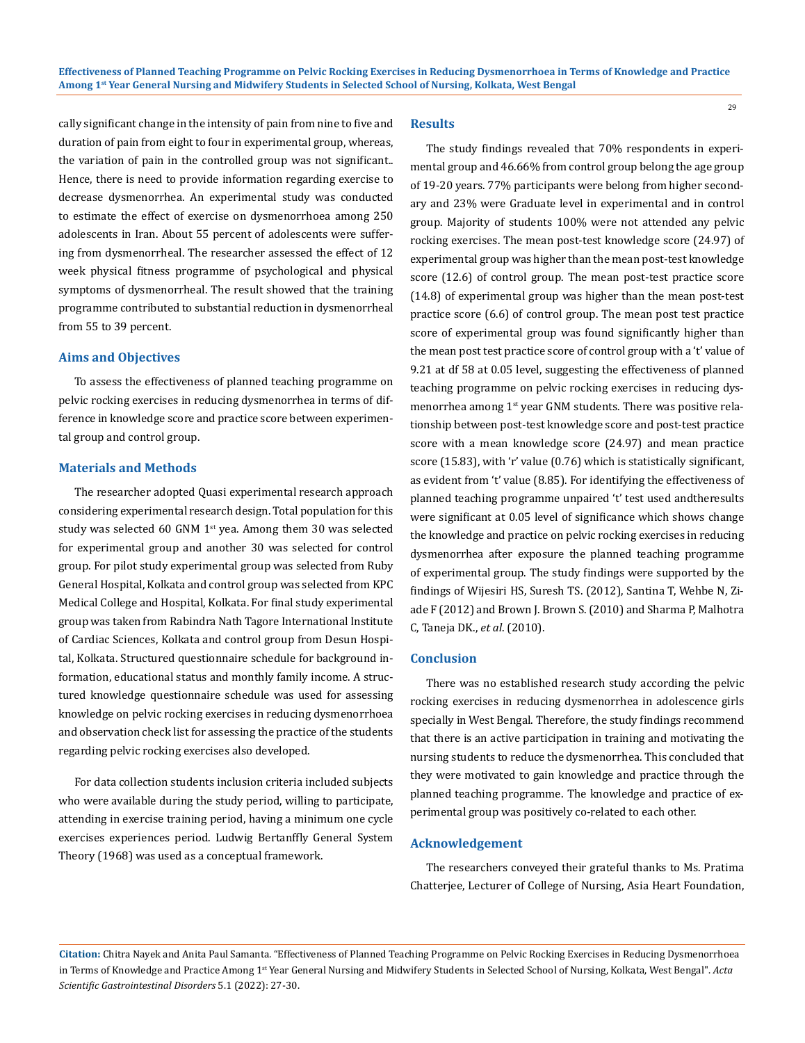cally significant change in the intensity of pain from nine to five and duration of pain from eight to four in experimental group, whereas, the variation of pain in the controlled group was not significant.. Hence, there is need to provide information regarding exercise to decrease dysmenorrhea. An experimental study was conducted to estimate the effect of exercise on dysmenorrhoea among 250 adolescents in Iran. About 55 percent of adolescents were suffering from dysmenorrheal. The researcher assessed the effect of 12 week physical fitness programme of psychological and physical symptoms of dysmenorrheal. The result showed that the training programme contributed to substantial reduction in dysmenorrheal from 55 to 39 percent.

## Aims and Objectives

To assess the effectiveness of planned teaching programme on pelvic rocking exercises in reducing dysmenorrhea in terms of difference in knowledge score and practice score between experimental group and control group.

## Materials and Methods

The researcher adopted Quasi experimental research approach considering experimental research design. Total population for this study was selected 60 GNM 1st yea. Among them 30 was selected for experimental group and another 30 was selected for control group. For pilot study experimental group was selected from Ruby General Hospital, Kolkata and control group was selected from KPC Medical College and Hospital, Kolkata. For final study experimental group was taken from Rabindra Nath Tagore International Institute of Cardiac Sciences, Kolkata and control group from Desun Hospital, Kolkata. Structured questionnaire schedule for background information, educational status and monthly family income. A structured knowledge questionnaire schedule was used for assessing knowledge on pelvic rocking exercises in reducing dysmenorrhoea and observation check list for assessing the practice of the students regarding pelvic rocking exercises also developed.

For data collection students inclusion criteria included subjects who were available during the study period, willing to participate, attending in exercise training period, having a minimum one cycle exercises experiences period. Ludwig Bertanffly General System Theory (1968) was used as a conceptual framework.

## Results

The study findings revealed that 70% respondents in experimental group and 46.66% from control group belong the age group of 19-20 years. 77% participants were belong from higher secondary and 23% were Graduate level in experimental and in control group. Majority of students 100% were not attended any pelvic rocking exercises. The mean post-test knowledge score (24.97) of experimental group was higher than the mean post-test knowledge score (12.6) of control group. The mean post-test practice score (14.8) of experimental group was higher than the mean post-test practice score (6.6) of control group. The mean post test practice score of experimental group was found significantly higher than the mean post test practice score of control group with a 't' value of 9.21 at df 58 at 0.05 level, suggesting the effectiveness of planned teaching programme on pelvic rocking exercises in reducing dysmenorrhea among 1st year GNM students. There was positive relationship between post-test knowledge score and post-test practice score with a mean knowledge score (24.97) and mean practice score (15.83), with 'r' value (0.76) which is statistically significant, as evident from 't' value (8.85). For identifying the effectiveness of planned teaching programme unpaired 't' test used andtheresults were significant at 0.05 level of significance which shows change the knowledge and practice on pelvic rocking exercises in reducing dysmenorrhea after exposure the planned teaching programme of experimental group. The study findings were supported by the findings of Wijesiri HS, Suresh TS. (2012), Santina T, Wehbe N, Ziade F (2012) and Brown J. Brown S. (2010) and Sharma P, Malhotra C, Taneja DK., *et al*. (2010).

## Conclusion

There was no established research study according the pelvic rocking exercises in reducing dysmenorrhea in adolescence girls specially in West Bengal. Therefore, the study findings recommend that there is an active participation in training and motivating the nursing students to reduce the dysmenorrhea. This concluded that they were motivated to gain knowledge and practice through the planned teaching programme. The knowledge and practice of experimental group was positively co-related to each other.

## Acknowledgement

The researchers conveyed their grateful thanks to Ms. Pratima Chatterjee, Lecturer of College of Nursing, Asia Heart Foundation,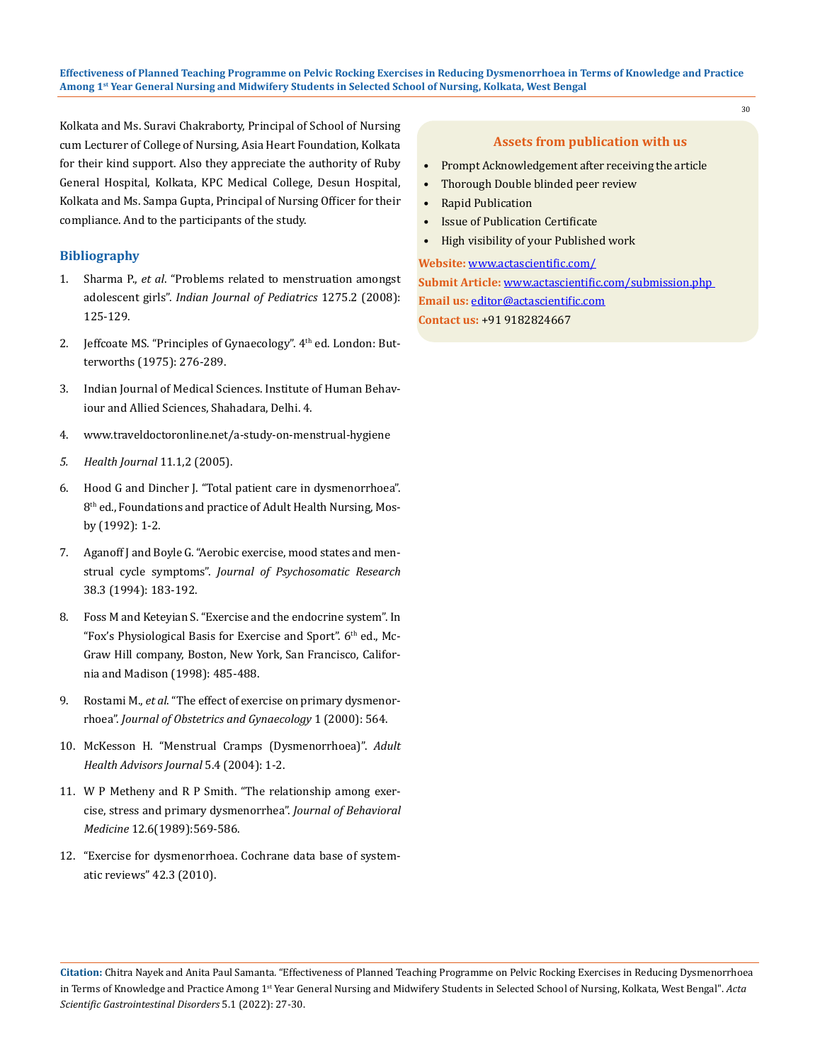Kolkata and Ms. Suravi Chakraborty, Principal of School of Nursing cum Lecturer of College of Nursing, Asia Heart Foundation, Kolkata for their kind support. Also they appreciate the authority of Ruby General Hospital, Kolkata, KPC Medical College, Desun Hospital, Kolkata and Ms. Sampa Gupta, Principal of Nursing Officer for their compliance. And to the participants of the study.

## Bibliography

1. Sharma P., *et al*. "Problems related to menstruation amongst adolescent girls". *Indian Journal of Pediatrics* 1275.2 (2008): 125-129.
2. Jeffcoate MS. "Principles of Gynaecology". 4th ed. London: Butterworths (1975): 276-289.
3. Indian Journal of Medical Sciences. Institute of Human Behaviour and Allied Sciences, Shahadara, Delhi. 4.
4. www.traveldoctoronline.net/a-study-on-menstrual-hygiene
5. *Health Journal* 11.1,2 (2005).
6. Hood G and Dincher J. "Total patient care in dysmenorrhoea". 8th ed., Foundations and practice of Adult Health Nursing, Mosby (1992): 1-2.
7. Aganoff J and Boyle G. "Aerobic exercise, mood states and menstrual cycle symptoms". *Journal of Psychosomatic Research* 38.3 (1994): 183-192.
8. Foss M and Keteyian S. "Exercise and the endocrine system". In "Fox's Physiological Basis for Exercise and Sport". 6th ed., McGraw Hill company, Boston, New York, San Francisco, California and Madison (1998): 485-488.
9. Rostami M., *et al*. "The effect of exercise on primary dysmenorrhoea". *Journal of Obstetrics and Gynaecology* 1 (2000): 564.
10. McKesson H. "Menstrual Cramps (Dysmenorrhoea)". *Adult Health Advisors Journal* 5.4 (2004): 1-2.
11. W P Metheny and R P Smith. "The relationship among exercise, stress and primary dysmenorrhea". *Journal of Behavioral Medicine* 12.6(1989):569-586.
12. "Exercise for dysmenorrhoea. Cochrane data base of systematic reviews" 42.3 (2010).

### Assets from publication with us

- Prompt Acknowledgement after receiving the article
- Thorough Double blinded peer review
- Rapid Publication
- Issue of Publication Certificate
- High visibility of your Published work

**Website:** www.actascientific.com/
**Submit Article:** www.actascientific.com/submission.php
**Email us:** editor@actascientific.com
**Contact us:** +91 9182824667